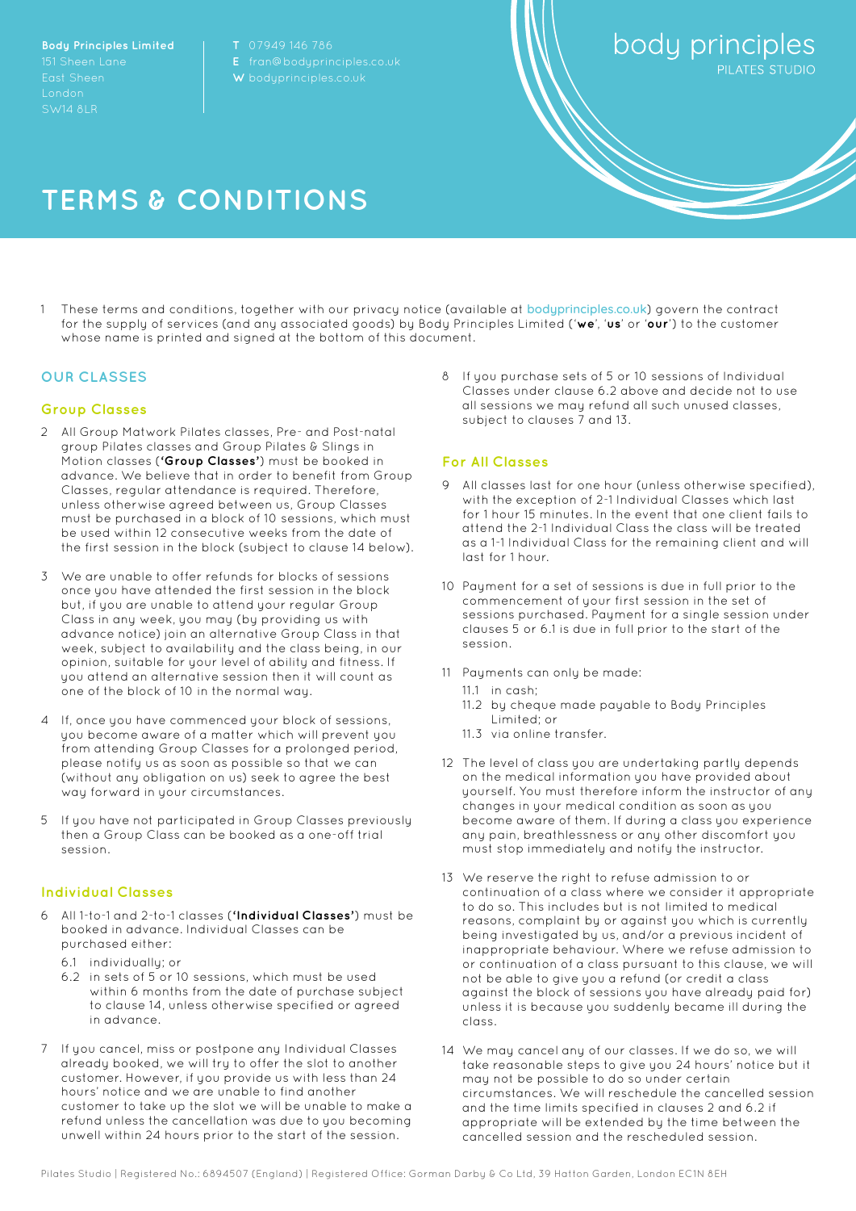**Body Principles Limited**
151 Sheen Lane
East Sheen
London
SW14 8LR

**T** 07949 146 786
**E** fran@bodyprinciples.co.uk
**W** bodyprinciples.co.uk

body principles
PILATES STUDIO

# TERMS & CONDITIONS

1 These terms and conditions, together with our privacy notice (available at bodyprinciples.co.uk) govern the contract for the supply of services (and any associated goods) by Body Principles Limited ('**we**', '**us**' or '**our**') to the customer whose name is printed and signed at the bottom of this document.

## OUR CLASSES

### Group Classes

2 All Group Matwork Pilates classes, Pre- and Post-natal group Pilates classes and Group Pilates & Slings in Motion classes (**'Group Classes'**) must be booked in advance. We believe that in order to benefit from Group Classes, regular attendance is required. Therefore, unless otherwise agreed between us, Group Classes must be purchased in a block of 10 sessions, which must be used within 12 consecutive weeks from the date of the first session in the block (subject to clause 14 below).

3 We are unable to offer refunds for blocks of sessions once you have attended the first session in the block but, if you are unable to attend your regular Group Class in any week, you may (by providing us with advance notice) join an alternative Group Class in that week, subject to availability and the class being, in our opinion, suitable for your level of ability and fitness. If you attend an alternative session then it will count as one of the block of 10 in the normal way.

4 If, once you have commenced your block of sessions, you become aware of a matter which will prevent you from attending Group Classes for a prolonged period, please notify us as soon as possible so that we can (without any obligation on us) seek to agree the best way forward in your circumstances.

5 If you have not participated in Group Classes previously then a Group Class can be booked as a one-off trial session.

### Individual Classes

6 All 1-to-1 and 2-to-1 classes (**'Individual Classes'**) must be booked in advance. Individual Classes can be purchased either:

6.1 individually; or

6.2 in sets of 5 or 10 sessions, which must be used within 6 months from the date of purchase subject to clause 14, unless otherwise specified or agreed in advance.

7 If you cancel, miss or postpone any Individual Classes already booked, we will try to offer the slot to another customer. However, if you provide us with less than 24 hours' notice and we are unable to find another customer to take up the slot we will be unable to make a refund unless the cancellation was due to you becoming unwell within 24 hours prior to the start of the session.

8 If you purchase sets of 5 or 10 sessions of Individual Classes under clause 6.2 above and decide not to use all sessions we may refund all such unused classes, subject to clauses 7 and 13.

### For All Classes

9 All classes last for one hour (unless otherwise specified), with the exception of 2-1 Individual Classes which last for 1 hour 15 minutes. In the event that one client fails to attend the 2-1 Individual Class the class will be treated as a 1-1 Individual Class for the remaining client and will last for 1 hour.

10 Payment for a set of sessions is due in full prior to the commencement of your first session in the set of sessions purchased. Payment for a single session under clauses 5 or 6.1 is due in full prior to the start of the session.

11 Payments can only be made:

11.1 in cash;

11.2 by cheque made payable to Body Principles Limited; or

11.3 via online transfer.

12 The level of class you are undertaking partly depends on the medical information you have provided about yourself. You must therefore inform the instructor of any changes in your medical condition as soon as you become aware of them. If during a class you experience any pain, breathlessness or any other discomfort you must stop immediately and notify the instructor.

13 We reserve the right to refuse admission to or continuation of a class where we consider it appropriate to do so. This includes but is not limited to medical reasons, complaint by or against you which is currently being investigated by us, and/or a previous incident of inappropriate behaviour. Where we refuse admission to or continuation of a class pursuant to this clause, we will not be able to give you a refund (or credit a class against the block of sessions you have already paid for) unless it is because you suddenly became ill during the class.

14 We may cancel any of our classes. If we do so, we will take reasonable steps to give you 24 hours' notice but it may not be possible to do so under certain circumstances. We will reschedule the cancelled session and the time limits specified in clauses 2 and 6.2 if appropriate will be extended by the time between the cancelled session and the rescheduled session.

Pilates Studio | Registered No.: 6894507 (England) | Registered Office: Gorman Darby & Co Ltd, 39 Hatton Garden, London EC1N 8EH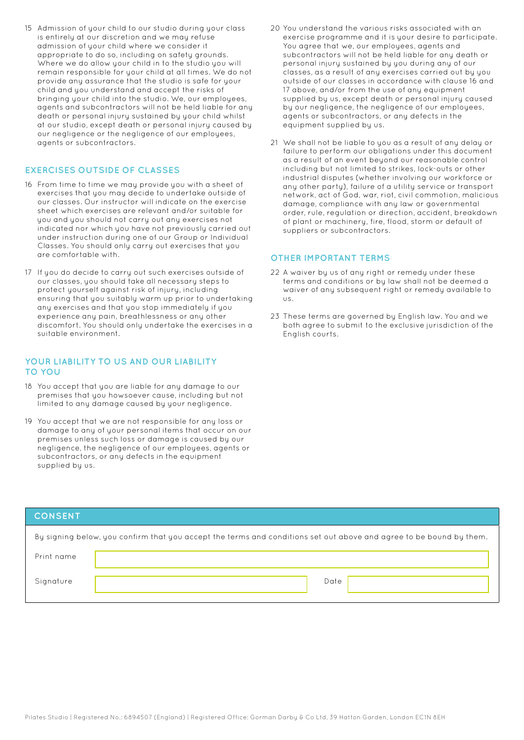15 Admission of your child to our studio during your class is entirely at our discretion and we may refuse admission of your child where we consider it appropriate to do so, including on safety grounds. Where we do allow your child in to the studio you will remain responsible for your child at all times. We do not provide any assurance that the studio is safe for your child and you understand and accept the risks of bringing your child into the studio. We, our employees, agents and subcontractors will not be held liable for any death or personal injury sustained by your child whilst at our studio, except death or personal injury caused by our negligence or the negligence of our employees, agents or subcontractors.

## EXERCISES OUTSIDE OF CLASSES

16 From time to time we may provide you with a sheet of exercises that you may decide to undertake outside of our classes. Our instructor will indicate on the exercise sheet which exercises are relevant and/or suitable for you and you should not carry out any exercises not indicated nor which you have not previously carried out under instruction during one of our Group or Individual Classes. You should only carry out exercises that you are comfortable with.

17 If you do decide to carry out such exercises outside of our classes, you should take all necessary steps to protect yourself against risk of injury, including ensuring that you suitably warm up prior to undertaking any exercises and that you stop immediately if you experience any pain, breathlessness or any other discomfort. You should only undertake the exercises in a suitable environment.

## YOUR LIABILITY TO US AND OUR LIABILITY TO YOU

18 You accept that you are liable for any damage to our premises that you howsoever cause, including but not limited to any damage caused by your negligence.

19 You accept that we are not responsible for any loss or damage to any of your personal items that occur on our premises unless such loss or damage is caused by our negligence, the negligence of our employees, agents or subcontractors, or any defects in the equipment supplied by us.

20 You understand the various risks associated with an exercise programme and it is your desire to participate. You agree that we, our employees, agents and subcontractors will not be held liable for any death or personal injury sustained by you during any of our classes, as a result of any exercises carried out by you outside of our classes in accordance with clause 16 and 17 above, and/or from the use of any equipment supplied by us, except death or personal injury caused by our negligence, the negligence of our employees, agents or subcontractors, or any defects in the equipment supplied by us.

21 We shall not be liable to you as a result of any delay or failure to perform our obligations under this document as a result of an event beyond our reasonable control including but not limited to strikes, lock-outs or other industrial disputes (whether involving our workforce or any other party), failure of a utility service or transport network, act of God, war, riot, civil commotion, malicious damage, compliance with any law or governmental order, rule, regulation or direction, accident, breakdown of plant or machinery, fire, flood, storm or default of suppliers or subcontractors.

## OTHER IMPORTANT TERMS

22 A waiver by us of any right or remedy under these terms and conditions or by law shall not be deemed a waiver of any subsequent right or remedy available to us.

23 These terms are governed by English law. You and we both agree to submit to the exclusive jurisdiction of the English courts.

## CONSENT

By signing below, you confirm that you accept the terms and conditions set out above and agree to be bound by them.

Print name

Signature

Date

Pilates Studio | Registered No.: 6894507 (England) | Registered Office: Gorman Darby & Co Ltd, 39 Hatton Garden, London EC1N 8EH